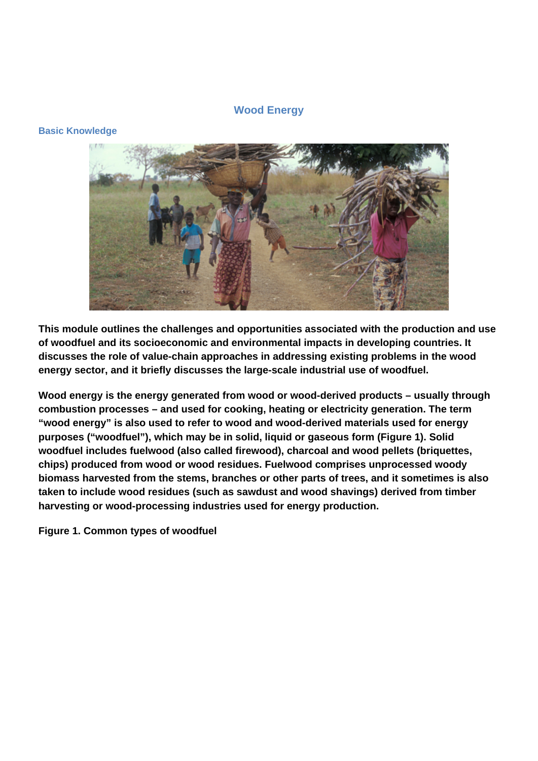# Wood Energy

## Basic Knowledge

**This module outlines the challenges and opportunities associated with the production and use of woodfuel and its socioeconomic and environmental impacts in developing countries. It discusses the role of value-chain approaches in addressing existing problems in the wood energy sector, and it briefly discusses the large-scale industrial use of woodfuel.**

**Wood energy is the energy generated from wood or wood-derived products – usually through combustion processes – and used for cooking, heating or electricity generation. The term "wood energy" is also used to refer to wood and wood-derived materials used for energy purposes ("woodfuel"), which may be in solid, liquid or gaseous form (Figure 1). Solid woodfuel includes fuelwood (also called firewood), charcoal and wood pellets (briquettes, chips) produced from wood or wood residues. Fuelwood comprises unprocessed woody biomass harvested from the stems, branches or other parts of trees, and it sometimes is also taken to include wood residues (such as sawdust and wood shavings) derived from timber harvesting or wood-processing industries used for energy production.**

**Figure 1. Common types of woodfuel**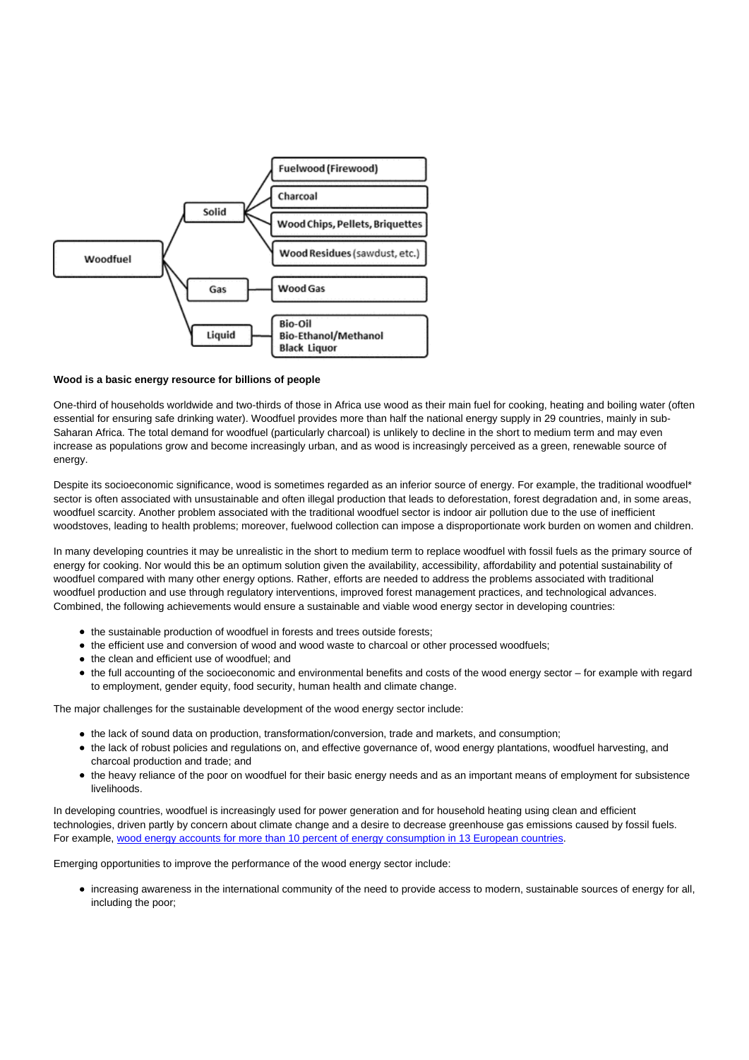- Woodfuel
  - Solid
    - Fuelwood (Firewood)
    - Charcoal
    - Wood Chips, Pellets, Briquettes
    - Wood Residues (sawdust, etc.)
  - Gas
    - Wood Gas
  - Liquid
    - Bio-Oil
    - Bio-Ethanol/Methanol
    - Black Liquor

**Wood is a basic energy resource for billions of people**

One-third of households worldwide and two-thirds of those in Africa use wood as their main fuel for cooking, heating and boiling water (often essential for ensuring safe drinking water). Woodfuel provides more than half the national energy supply in 29 countries, mainly in sub-Saharan Africa. The total demand for woodfuel (particularly charcoal) is unlikely to decline in the short to medium term and may even increase as populations grow and become increasingly urban, and as wood is increasingly perceived as a green, renewable source of energy.

Despite its socioeconomic significance, wood is sometimes regarded as an inferior source of energy. For example, the traditional woodfuel* sector is often associated with unsustainable and often illegal production that leads to deforestation, forest degradation and, in some areas, woodfuel scarcity. Another problem associated with the traditional woodfuel sector is indoor air pollution due to the use of inefficient woodstoves, leading to health problems; moreover, fuelwood collection can impose a disproportionate work burden on women and children.

In many developing countries it may be unrealistic in the short to medium term to replace woodfuel with fossil fuels as the primary source of energy for cooking. Nor would this be an optimum solution given the availability, accessibility, affordability and potential sustainability of woodfuel compared with many other energy options. Rather, efforts are needed to address the problems associated with traditional woodfuel production and use through regulatory interventions, improved forest management practices, and technological advances. Combined, the following achievements would ensure a sustainable and viable wood energy sector in developing countries:

- the sustainable production of woodfuel in forests and trees outside forests;
- the efficient use and conversion of wood and wood waste to charcoal or other processed woodfuels;
- the clean and efficient use of woodfuel; and
- the full accounting of the socioeconomic and environmental benefits and costs of the wood energy sector – for example with regard to employment, gender equity, food security, human health and climate change.

The major challenges for the sustainable development of the wood energy sector include:

- the lack of sound data on production, transformation/conversion, trade and markets, and consumption;
- the lack of robust policies and regulations on, and effective governance of, wood energy plantations, woodfuel harvesting, and charcoal production and trade; and
- the heavy reliance of the poor on woodfuel for their basic energy needs and as an important means of employment for subsistence livelihoods.

In developing countries, woodfuel is increasingly used for power generation and for household heating using clean and efficient technologies, driven partly by concern about climate change and a desire to decrease greenhouse gas emissions caused by fossil fuels. For example, wood energy accounts for more than 10 percent of energy consumption in 13 European countries.

Emerging opportunities to improve the performance of the wood energy sector include:

- increasing awareness in the international community of the need to provide access to modern, sustainable sources of energy for all, including the poor;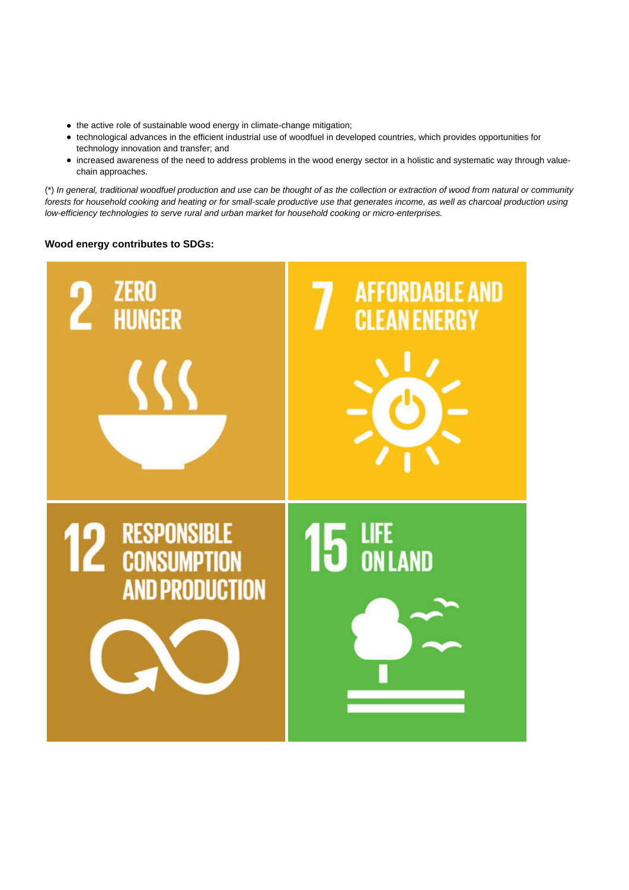- the active role of sustainable wood energy in climate-change mitigation;
- technological advances in the efficient industrial use of woodfuel in developed countries, which provides opportunities for technology innovation and transfer; and
- increased awareness of the need to address problems in the wood energy sector in a holistic and systematic way through value-chain approaches.

(*) *In general, traditional woodfuel production and use can be thought of as the collection or extraction of wood from natural or community forests for household cooking and heating or for small-scale productive use that generates income, as well as charcoal production using low-efficiency technologies to serve rural and urban market for household cooking or micro-enterprises.*

**Wood energy contributes to SDGs:**

2 ZERO HUNGER

7 AFFORDABLE AND CLEAN ENERGY

12 RESPONSIBLE CONSUMPTION AND PRODUCTION

15 LIFE ON LAND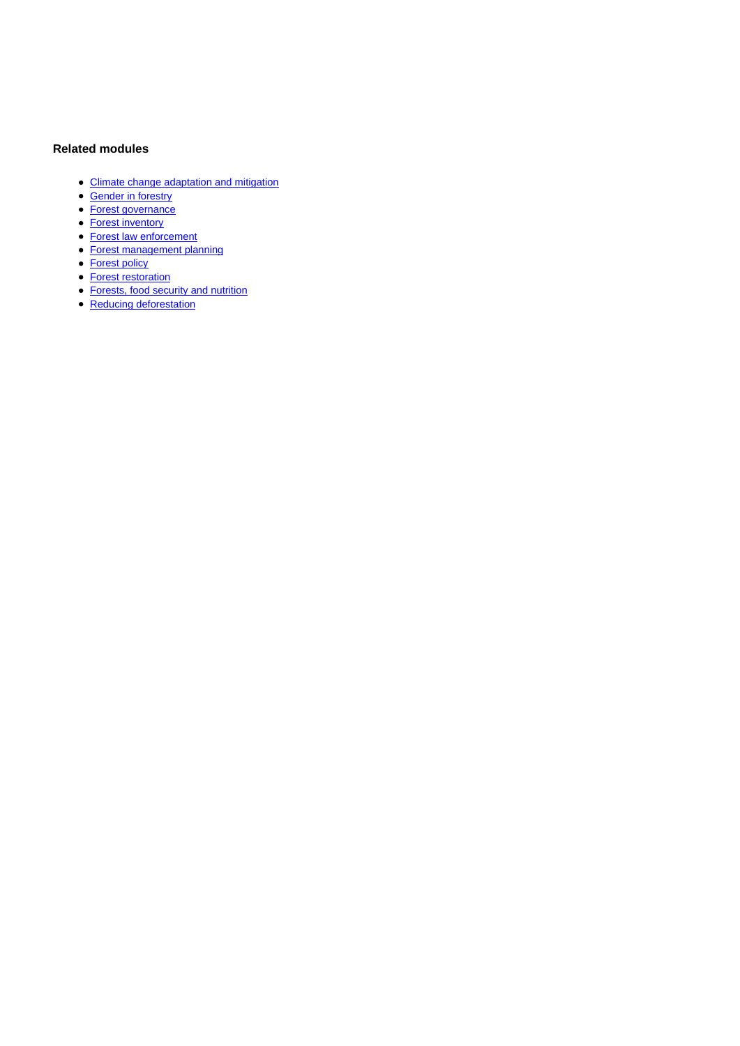### Related modules

- Climate change adaptation and mitigation
- Gender in forestry
- Forest governance
- Forest inventory
- Forest law enforcement
- Forest management planning
- Forest policy
- Forest restoration
- Forests, food security and nutrition
- Reducing deforestation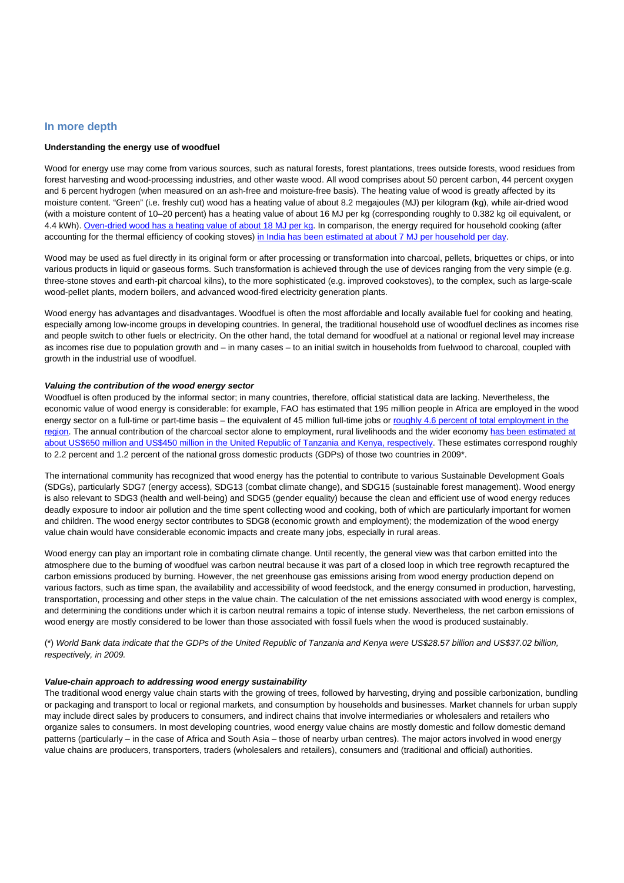## In more depth

**Understanding the energy use of woodfuel**

Wood for energy use may come from various sources, such as natural forests, forest plantations, trees outside forests, wood residues from forest harvesting and wood-processing industries, and other waste wood. All wood comprises about 50 percent carbon, 44 percent oxygen and 6 percent hydrogen (when measured on an ash-free and moisture-free basis). The heating value of wood is greatly affected by its moisture content. "Green" (i.e. freshly cut) wood has a heating value of about 8.2 megajoules (MJ) per kilogram (kg), while air-dried wood (with a moisture content of 10–20 percent) has a heating value of about 16 MJ per kg (corresponding roughly to 0.382 kg oil equivalent, or 4.4 kWh). Oven-dried wood has a heating value of about 18 MJ per kg. In comparison, the energy required for household cooking (after accounting for the thermal efficiency of cooking stoves) in India has been estimated at about 7 MJ per household per day.

Wood may be used as fuel directly in its original form or after processing or transformation into charcoal, pellets, briquettes or chips, or into various products in liquid or gaseous forms. Such transformation is achieved through the use of devices ranging from the very simple (e.g. three-stone stoves and earth-pit charcoal kilns), to the more sophisticated (e.g. improved cookstoves), to the complex, such as large-scale wood-pellet plants, modern boilers, and advanced wood-fired electricity generation plants.

Wood energy has advantages and disadvantages. Woodfuel is often the most affordable and locally available fuel for cooking and heating, especially among low-income groups in developing countries. In general, the traditional household use of woodfuel declines as incomes rise and people switch to other fuels or electricity. On the other hand, the total demand for woodfuel at a national or regional level may increase as incomes rise due to population growth and – in many cases – to an initial switch in households from fuelwood to charcoal, coupled with growth in the industrial use of woodfuel.

***Valuing the contribution of the wood energy sector***

Woodfuel is often produced by the informal sector; in many countries, therefore, official statistical data are lacking. Nevertheless, the economic value of wood energy is considerable: for example, FAO has estimated that 195 million people in Africa are employed in the wood energy sector on a full-time or part-time basis – the equivalent of 45 million full-time jobs or roughly 4.6 percent of total employment in the region. The annual contribution of the charcoal sector alone to employment, rural livelihoods and the wider economy has been estimated at about US$650 million and US$450 million in the United Republic of Tanzania and Kenya, respectively. These estimates correspond roughly to 2.2 percent and 1.2 percent of the national gross domestic products (GDPs) of those two countries in 2009*.

The international community has recognized that wood energy has the potential to contribute to various Sustainable Development Goals (SDGs), particularly SDG7 (energy access), SDG13 (combat climate change), and SDG15 (sustainable forest management). Wood energy is also relevant to SDG3 (health and well-being) and SDG5 (gender equality) because the clean and efficient use of wood energy reduces deadly exposure to indoor air pollution and the time spent collecting wood and cooking, both of which are particularly important for women and children. The wood energy sector contributes to SDG8 (economic growth and employment); the modernization of the wood energy value chain would have considerable economic impacts and create many jobs, especially in rural areas.

Wood energy can play an important role in combating climate change. Until recently, the general view was that carbon emitted into the atmosphere due to the burning of woodfuel was carbon neutral because it was part of a closed loop in which tree regrowth recaptured the carbon emissions produced by burning. However, the net greenhouse gas emissions arising from wood energy production depend on various factors, such as time span, the availability and accessibility of wood feedstock, and the energy consumed in production, harvesting, transportation, processing and other steps in the value chain. The calculation of the net emissions associated with wood energy is complex, and determining the conditions under which it is carbon neutral remains a topic of intense study. Nevertheless, the net carbon emissions of wood energy are mostly considered to be lower than those associated with fossil fuels when the wood is produced sustainably.

(*) *World Bank data indicate that the GDPs of the United Republic of Tanzania and Kenya were US$28.57 billion and US$37.02 billion, respectively, in 2009.*

***Value-chain approach to addressing wood energy sustainability***

The traditional wood energy value chain starts with the growing of trees, followed by harvesting, drying and possible carbonization, bundling or packaging and transport to local or regional markets, and consumption by households and businesses. Market channels for urban supply may include direct sales by producers to consumers, and indirect chains that involve intermediaries or wholesalers and retailers who organize sales to consumers. In most developing countries, wood energy value chains are mostly domestic and follow domestic demand patterns (particularly – in the case of Africa and South Asia – those of nearby urban centres). The major actors involved in wood energy value chains are producers, transporters, traders (wholesalers and retailers), consumers and (traditional and official) authorities.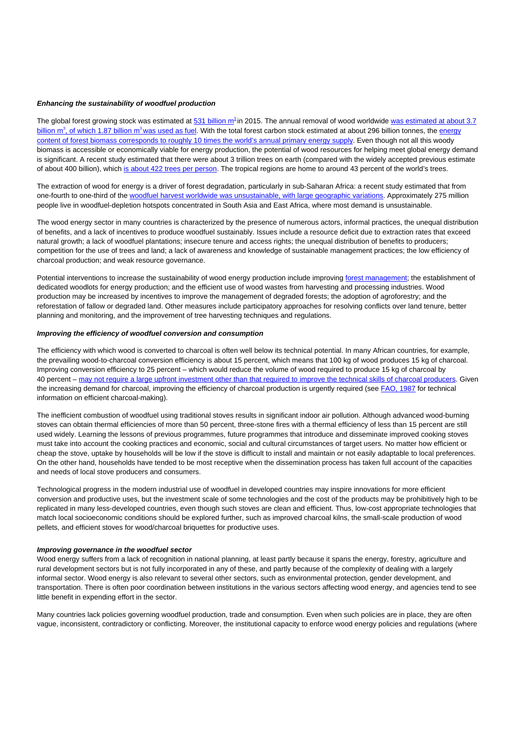***Enhancing the sustainability of woodfuel production***

The global forest growing stock was estimated at 531 billion $m^3$ in 2015. The annual removal of wood worldwide was estimated at about 3.7 billion $m^3$, of which 1.87 billion $m^3$ was used as fuel. With the total forest carbon stock estimated at about 296 billion tonnes, the energy content of forest biomass corresponds to roughly 10 times the world's annual primary energy supply. Even though not all this woody biomass is accessible or economically viable for energy production, the potential of wood resources for helping meet global energy demand is significant. A recent study estimated that there were about 3 trillion trees on earth (compared with the widely accepted previous estimate of about 400 billion), which is about 422 trees per person. The tropical regions are home to around 43 percent of the world's trees.

The extraction of wood for energy is a driver of forest degradation, particularly in sub-Saharan Africa: a recent study estimated that from one-fourth to one-third of the woodfuel harvest worldwide was unsustainable, with large geographic variations. Approximately 275 million people live in woodfuel-depletion hotspots concentrated in South Asia and East Africa, where most demand is unsustainable.

The wood energy sector in many countries is characterized by the presence of numerous actors, informal practices, the unequal distribution of benefits, and a lack of incentives to produce woodfuel sustainably. Issues include a resource deficit due to extraction rates that exceed natural growth; a lack of woodfuel plantations; insecure tenure and access rights; the unequal distribution of benefits to producers; competition for the use of trees and land; a lack of awareness and knowledge of sustainable management practices; the low efficiency of charcoal production; and weak resource governance.

Potential interventions to increase the sustainability of wood energy production include improving forest management; the establishment of dedicated woodlots for energy production; and the efficient use of wood wastes from harvesting and processing industries. Wood production may be increased by incentives to improve the management of degraded forests; the adoption of agroforestry; and the reforestation of fallow or degraded land. Other measures include participatory approaches for resolving conflicts over land tenure, better planning and monitoring, and the improvement of tree harvesting techniques and regulations.

***Improving the efficiency of woodfuel conversion and consumption***

The efficiency with which wood is converted to charcoal is often well below its technical potential. In many African countries, for example, the prevailing wood-to-charcoal conversion efficiency is about 15 percent, which means that 100 kg of wood produces 15 kg of charcoal. Improving conversion efficiency to 25 percent – which would reduce the volume of wood required to produce 15 kg of charcoal by 40 percent – may not require a large upfront investment other than that required to improve the technical skills of charcoal producers. Given the increasing demand for charcoal, improving the efficiency of charcoal production is urgently required (see FAO, 1987 for technical information on efficient charcoal-making).

The inefficient combustion of woodfuel using traditional stoves results in significant indoor air pollution. Although advanced wood-burning stoves can obtain thermal efficiencies of more than 50 percent, three-stone fires with a thermal efficiency of less than 15 percent are still used widely. Learning the lessons of previous programmes, future programmes that introduce and disseminate improved cooking stoves must take into account the cooking practices and economic, social and cultural circumstances of target users. No matter how efficient or cheap the stove, uptake by households will be low if the stove is difficult to install and maintain or not easily adaptable to local preferences. On the other hand, households have tended to be most receptive when the dissemination process has taken full account of the capacities and needs of local stove producers and consumers.

Technological progress in the modern industrial use of woodfuel in developed countries may inspire innovations for more efficient conversion and productive uses, but the investment scale of some technologies and the cost of the products may be prohibitively high to be replicated in many less-developed countries, even though such stoves are clean and efficient. Thus, low-cost appropriate technologies that match local socioeconomic conditions should be explored further, such as improved charcoal kilns, the small-scale production of wood pellets, and efficient stoves for wood/charcoal briquettes for productive uses.

***Improving governance in the woodfuel sector***

Wood energy suffers from a lack of recognition in national planning, at least partly because it spans the energy, forestry, agriculture and rural development sectors but is not fully incorporated in any of these, and partly because of the complexity of dealing with a largely informal sector. Wood energy is also relevant to several other sectors, such as environmental protection, gender development, and transportation. There is often poor coordination between institutions in the various sectors affecting wood energy, and agencies tend to see little benefit in expending effort in the sector.

Many countries lack policies governing woodfuel production, trade and consumption. Even when such policies are in place, they are often vague, inconsistent, contradictory or conflicting. Moreover, the institutional capacity to enforce wood energy policies and regulations (where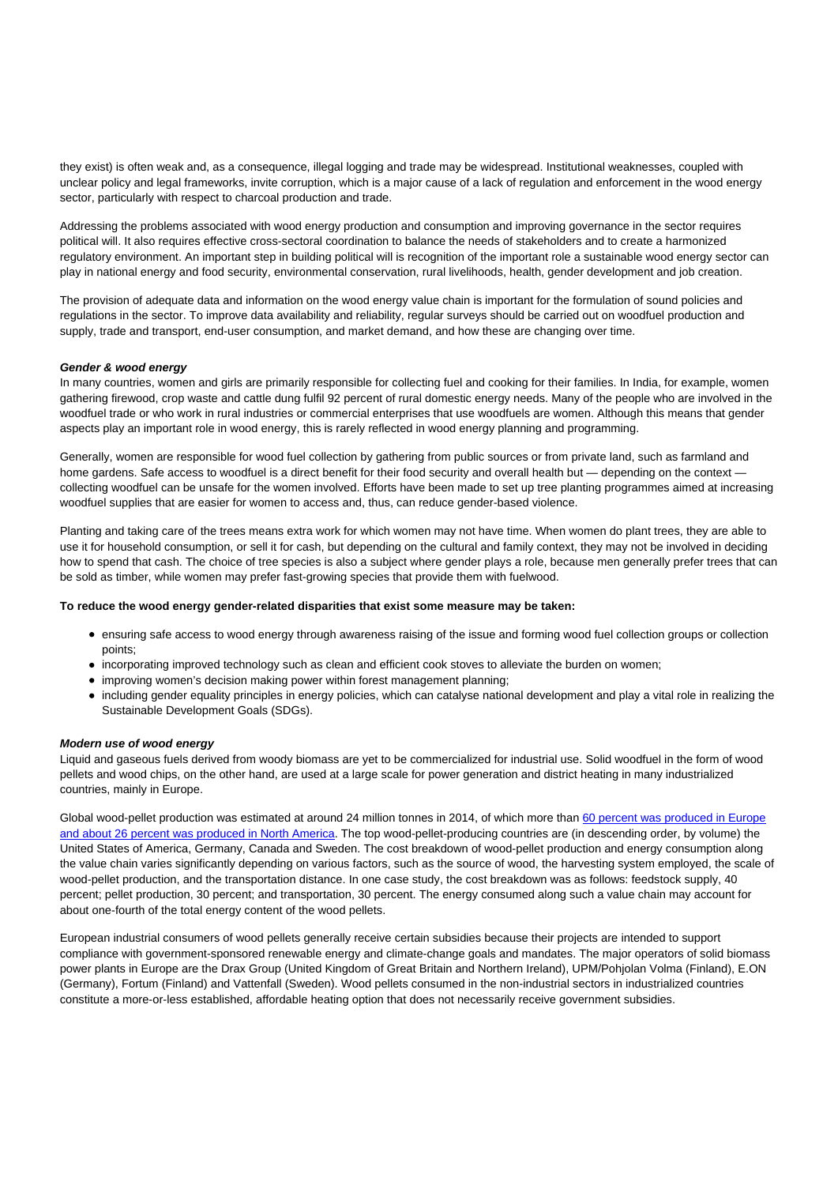they exist) is often weak and, as a consequence, illegal logging and trade may be widespread. Institutional weaknesses, coupled with unclear policy and legal frameworks, invite corruption, which is a major cause of a lack of regulation and enforcement in the wood energy sector, particularly with respect to charcoal production and trade.

Addressing the problems associated with wood energy production and consumption and improving governance in the sector requires political will. It also requires effective cross-sectoral coordination to balance the needs of stakeholders and to create a harmonized regulatory environment. An important step in building political will is recognition of the important role a sustainable wood energy sector can play in national energy and food security, environmental conservation, rural livelihoods, health, gender development and job creation.

The provision of adequate data and information on the wood energy value chain is important for the formulation of sound policies and regulations in the sector. To improve data availability and reliability, regular surveys should be carried out on woodfuel production and supply, trade and transport, end-user consumption, and market demand, and how these are changing over time.

***Gender & wood energy***

In many countries, women and girls are primarily responsible for collecting fuel and cooking for their families. In India, for example, women gathering firewood, crop waste and cattle dung fulfil 92 percent of rural domestic energy needs. Many of the people who are involved in the woodfuel trade or who work in rural industries or commercial enterprises that use woodfuels are women. Although this means that gender aspects play an important role in wood energy, this is rarely reflected in wood energy planning and programming.

Generally, women are responsible for wood fuel collection by gathering from public sources or from private land, such as farmland and home gardens. Safe access to woodfuel is a direct benefit for their food security and overall health but — depending on the context — collecting woodfuel can be unsafe for the women involved. Efforts have been made to set up tree planting programmes aimed at increasing woodfuel supplies that are easier for women to access and, thus, can reduce gender-based violence.

Planting and taking care of the trees means extra work for which women may not have time. When women do plant trees, they are able to use it for household consumption, or sell it for cash, but depending on the cultural and family context, they may not be involved in deciding how to spend that cash. The choice of tree species is also a subject where gender plays a role, because men generally prefer trees that can be sold as timber, while women may prefer fast-growing species that provide them with fuelwood.

**To reduce the wood energy gender-related disparities that exist some measure may be taken:**

- ensuring safe access to wood energy through awareness raising of the issue and forming wood fuel collection groups or collection points;
- incorporating improved technology such as clean and efficient cook stoves to alleviate the burden on women;
- improving women's decision making power within forest management planning;
- including gender equality principles in energy policies, which can catalyse national development and play a vital role in realizing the Sustainable Development Goals (SDGs).

***Modern use of wood energy***

Liquid and gaseous fuels derived from woody biomass are yet to be commercialized for industrial use. Solid woodfuel in the form of wood pellets and wood chips, on the other hand, are used at a large scale for power generation and district heating in many industrialized countries, mainly in Europe.

Global wood-pellet production was estimated at around 24 million tonnes in 2014, of which more than 60 percent was produced in Europe and about 26 percent was produced in North America. The top wood-pellet-producing countries are (in descending order, by volume) the United States of America, Germany, Canada and Sweden. The cost breakdown of wood-pellet production and energy consumption along the value chain varies significantly depending on various factors, such as the source of wood, the harvesting system employed, the scale of wood-pellet production, and the transportation distance. In one case study, the cost breakdown was as follows: feedstock supply, 40 percent; pellet production, 30 percent; and transportation, 30 percent. The energy consumed along such a value chain may account for about one-fourth of the total energy content of the wood pellets.

European industrial consumers of wood pellets generally receive certain subsidies because their projects are intended to support compliance with government-sponsored renewable energy and climate-change goals and mandates. The major operators of solid biomass power plants in Europe are the Drax Group (United Kingdom of Great Britain and Northern Ireland), UPM/Pohjolan Volma (Finland), E.ON (Germany), Fortum (Finland) and Vattenfall (Sweden). Wood pellets consumed in the non-industrial sectors in industrialized countries constitute a more-or-less established, affordable heating option that does not necessarily receive government subsidies.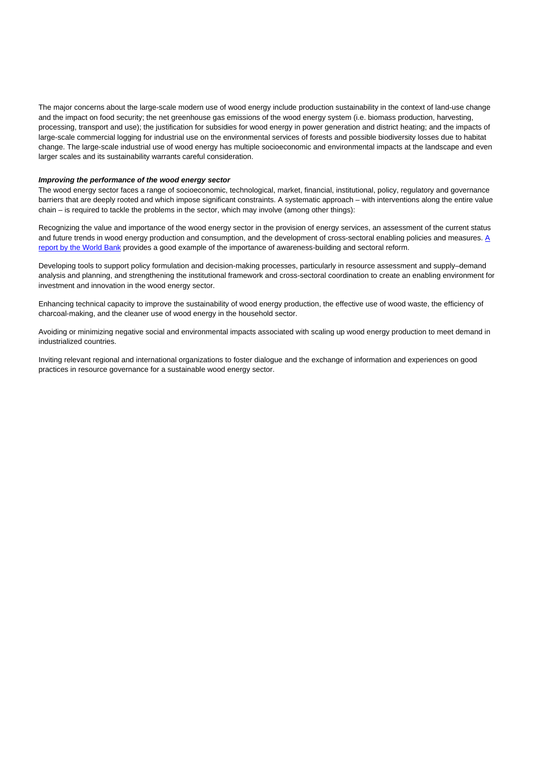The major concerns about the large-scale modern use of wood energy include production sustainability in the context of land-use change and the impact on food security; the net greenhouse gas emissions of the wood energy system (i.e. biomass production, harvesting, processing, transport and use); the justification for subsidies for wood energy in power generation and district heating; and the impacts of large-scale commercial logging for industrial use on the environmental services of forests and possible biodiversity losses due to habitat change. The large-scale industrial use of wood energy has multiple socioeconomic and environmental impacts at the landscape and even larger scales and its sustainability warrants careful consideration.

***Improving the performance of the wood energy sector***

The wood energy sector faces a range of socioeconomic, technological, market, financial, institutional, policy, regulatory and governance barriers that are deeply rooted and which impose significant constraints. A systematic approach – with interventions along the entire value chain – is required to tackle the problems in the sector, which may involve (among other things):

Recognizing the value and importance of the wood energy sector in the provision of energy services, an assessment of the current status and future trends in wood energy production and consumption, and the development of cross-sectoral enabling policies and measures. A report by the World Bank provides a good example of the importance of awareness-building and sectoral reform.

Developing tools to support policy formulation and decision-making processes, particularly in resource assessment and supply–demand analysis and planning, and strengthening the institutional framework and cross-sectoral coordination to create an enabling environment for investment and innovation in the wood energy sector.

Enhancing technical capacity to improve the sustainability of wood energy production, the effective use of wood waste, the efficiency of charcoal-making, and the cleaner use of wood energy in the household sector.

Avoiding or minimizing negative social and environmental impacts associated with scaling up wood energy production to meet demand in industrialized countries.

Inviting relevant regional and international organizations to foster dialogue and the exchange of information and experiences on good practices in resource governance for a sustainable wood energy sector.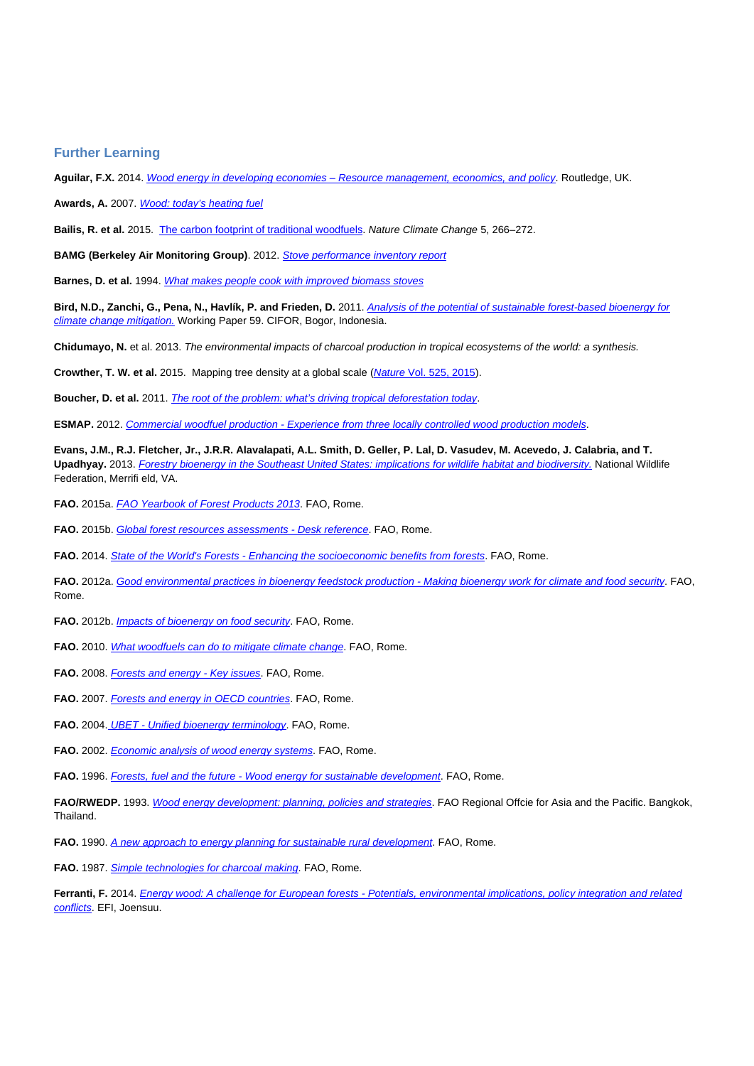## Further Learning

**Aguilar, F.X.** 2014. *Wood energy in developing economies – Resource management, economics, and policy*. Routledge, UK.

**Awards, A.** 2007. *Wood: today's heating fuel*

**Bailis, R. et al.** 2015. The carbon footprint of traditional woodfuels. *Nature Climate Change* 5, 266–272.

**BAMG (Berkeley Air Monitoring Group)**. 2012. *Stove performance inventory report*

**Barnes, D. et al.** 1994. *What makes people cook with improved biomass stoves*

**Bird, N.D., Zanchi, G., Pena, N., Havlík, P. and Frieden, D.** 2011. *Analysis of the potential of sustainable forest-based bioenergy for climate change mitigation.* Working Paper 59. CIFOR, Bogor, Indonesia.

**Chidumayo, N.** et al. 2013. *The environmental impacts of charcoal production in tropical ecosystems of the world: a synthesis.*

**Crowther, T. W. et al.** 2015. Mapping tree density at a global scale (*Nature* Vol. 525, 2015).

**Boucher, D. et al.** 2011. *The root of the problem: what's driving tropical deforestation today*.

**ESMAP.** 2012. *Commercial woodfuel production - Experience from three locally controlled wood production models*.

**Evans, J.M., R.J. Fletcher, Jr., J.R.R. Alavalapati, A.L. Smith, D. Geller, P. Lal, D. Vasudev, M. Acevedo, J. Calabria, and T. Upadhyay.** 2013. *Forestry bioenergy in the Southeast United States: implications for wildlife habitat and biodiversity.* National Wildlife Federation, Merrifi eld, VA.

**FAO.** 2015a. *FAO Yearbook of Forest Products 2013*. FAO, Rome.

**FAO.** 2015b. *Global forest resources assessments - Desk reference*. FAO, Rome.

**FAO.** 2014. *State of the World's Forests - Enhancing the socioeconomic benefits from forests*. FAO, Rome.

**FAO.** 2012a. *Good environmental practices in bioenergy feedstock production - Making bioenergy work for climate and food security*. FAO, Rome.

**FAO.** 2012b. *Impacts of bioenergy on food security*. FAO, Rome.

**FAO.** 2010. *What woodfuels can do to mitigate climate change*. FAO, Rome.

**FAO.** 2008. *Forests and energy - Key issues*. FAO, Rome.

**FAO.** 2007. *Forests and energy in OECD countries*. FAO, Rome.

**FAO.** 2004. *UBET - Unified bioenergy terminology*. FAO, Rome.

**FAO.** 2002. *Economic analysis of wood energy systems*. FAO, Rome.

**FAO.** 1996. *Forests, fuel and the future - Wood energy for sustainable development*. FAO, Rome.

**FAO/RWEDP.** 1993. *Wood energy development: planning, policies and strategies*. FAO Regional Offcie for Asia and the Pacific. Bangkok, Thailand.

**FAO.** 1990. *A new approach to energy planning for sustainable rural development*. FAO, Rome.

**FAO.** 1987. *Simple technologies for charcoal making*. FAO, Rome.

**Ferranti, F.** 2014. *Energy wood: A challenge for European forests - Potentials, environmental implications, policy integration and related conflicts*. EFI, Joensuu.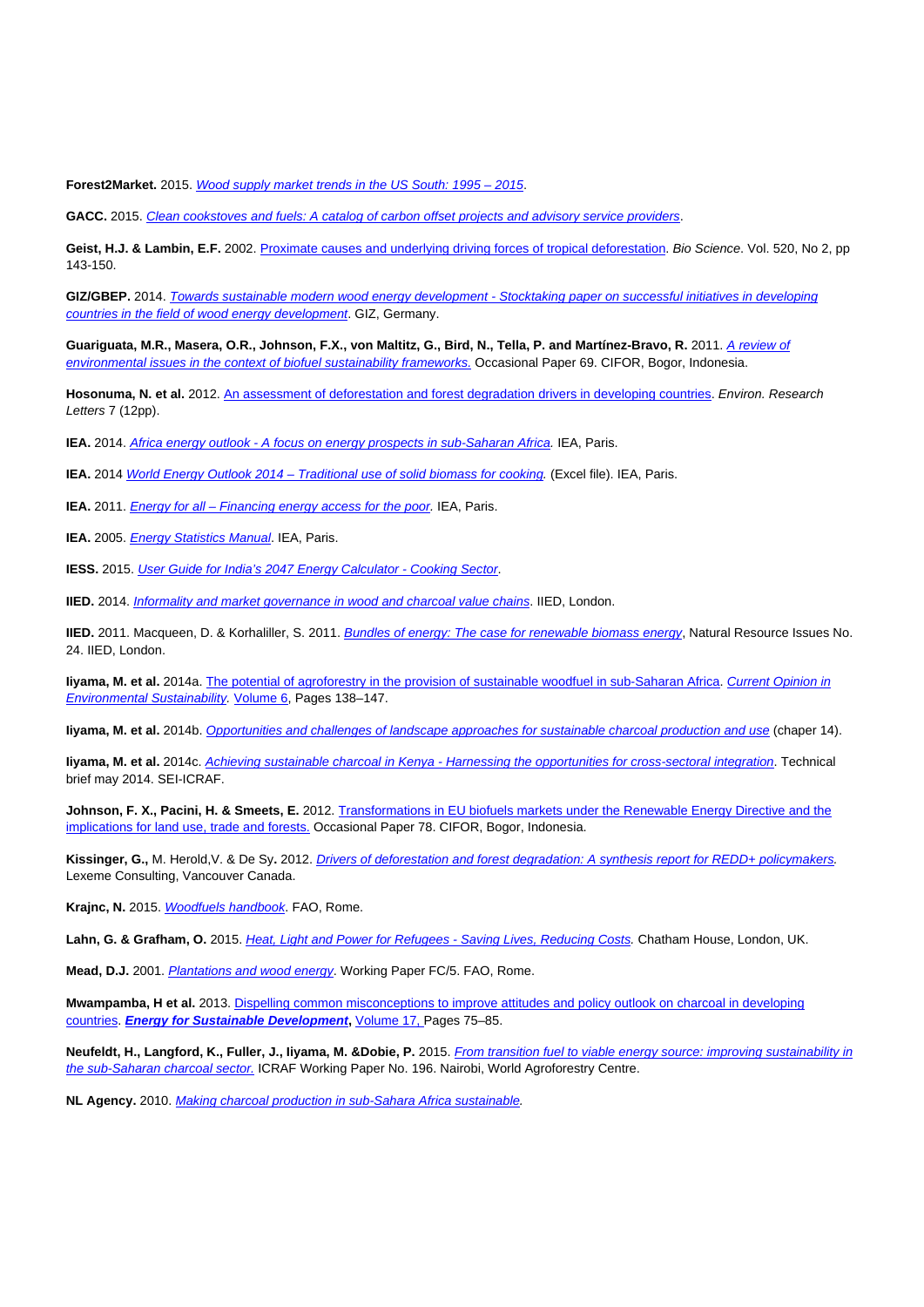**Forest2Market.** 2015. *Wood supply market trends in the US South: 1995 – 2015*.

**GACC.** 2015. *Clean cookstoves and fuels: A catalog of carbon offset projects and advisory service providers*.

**Geist, H.J. & Lambin, E.F.** 2002. Proximate causes and underlying driving forces of tropical deforestation. *Bio Science*. Vol. 520, No 2, pp 143-150.

**GIZ/GBEP.** 2014. *Towards sustainable modern wood energy development - Stocktaking paper on successful initiatives in developing countries in the field of wood energy development*. GIZ, Germany.

**Guariguata, M.R., Masera, O.R., Johnson, F.X., von Maltitz, G., Bird, N., Tella, P. and Martínez-Bravo, R.** 2011. *A review of environmental issues in the context of biofuel sustainability frameworks.* Occasional Paper 69. CIFOR, Bogor, Indonesia.

**Hosonuma, N. et al.** 2012. An assessment of deforestation and forest degradation drivers in developing countries. *Environ. Research Letters* 7 (12pp).

**IEA.** 2014. *Africa energy outlook - A focus on energy prospects in sub-Saharan Africa.* IEA, Paris.

**IEA.** 2014 *World Energy Outlook 2014 – Traditional use of solid biomass for cooking.* (Excel file). IEA, Paris.

**IEA.** 2011. *Energy for all – Financing energy access for the poor.* IEA, Paris.

**IEA.** 2005. *Energy Statistics Manual*. IEA, Paris.

**IESS.** 2015. *User Guide for India's 2047 Energy Calculator - Cooking Sector*.

**IIED.** 2014. *Informality and market governance in wood and charcoal value chains*. IIED, London.

**IIED.** 2011. Macqueen, D. & Korhaliller, S. 2011. *Bundles of energy: The case for renewable biomass energy*, Natural Resource Issues No. 24. IIED, London.

**Iiyama, M. et al.** 2014a. The potential of agroforestry in the provision of sustainable woodfuel in sub-Saharan Africa. *Current Opinion in Environmental Sustainability.* Volume 6, Pages 138–147.

**Iiyama, M. et al.** 2014b. *Opportunities and challenges of landscape approaches for sustainable charcoal production and use* (chaper 14).

**Iiyama, M. et al.** 2014c. *Achieving sustainable charcoal in Kenya - Harnessing the opportunities for cross-sectoral integration*. Technical brief may 2014. SEI-ICRAF.

**Johnson, F. X., Pacini, H. & Smeets, E.** 2012. Transformations in EU biofuels markets under the Renewable Energy Directive and the implications for land use, trade and forests. Occasional Paper 78. CIFOR, Bogor, Indonesia.

**Kissinger, G.,** M. Herold,V. & De Sy**.** 2012. *Drivers of deforestation and forest degradation: A synthesis report for REDD+ policymakers.* Lexeme Consulting, Vancouver Canada.

**Krajnc, N.** 2015. *Woodfuels handbook*. FAO, Rome.

**Lahn, G. & Grafham, O.** 2015. *Heat, Light and Power for Refugees - Saving Lives, Reducing Costs.* Chatham House, London, UK.

**Mead, D.J.** 2001. *Plantations and wood energy*. Working Paper FC/5. FAO, Rome.

**Mwampamba, H et al.** 2013. Dispelling common misconceptions to improve attitudes and policy outlook on charcoal in developing countries. ***Energy for Sustainable Development*,** Volume 17, Pages 75–85.

**Neufeldt, H., Langford, K., Fuller, J., Iiyama, M. &Dobie, P.** 2015. *From transition fuel to viable energy source: improving sustainability in the sub-Saharan charcoal sector.* ICRAF Working Paper No. 196. Nairobi, World Agroforestry Centre.

**NL Agency.** 2010. *Making charcoal production in sub-Sahara Africa sustainable.*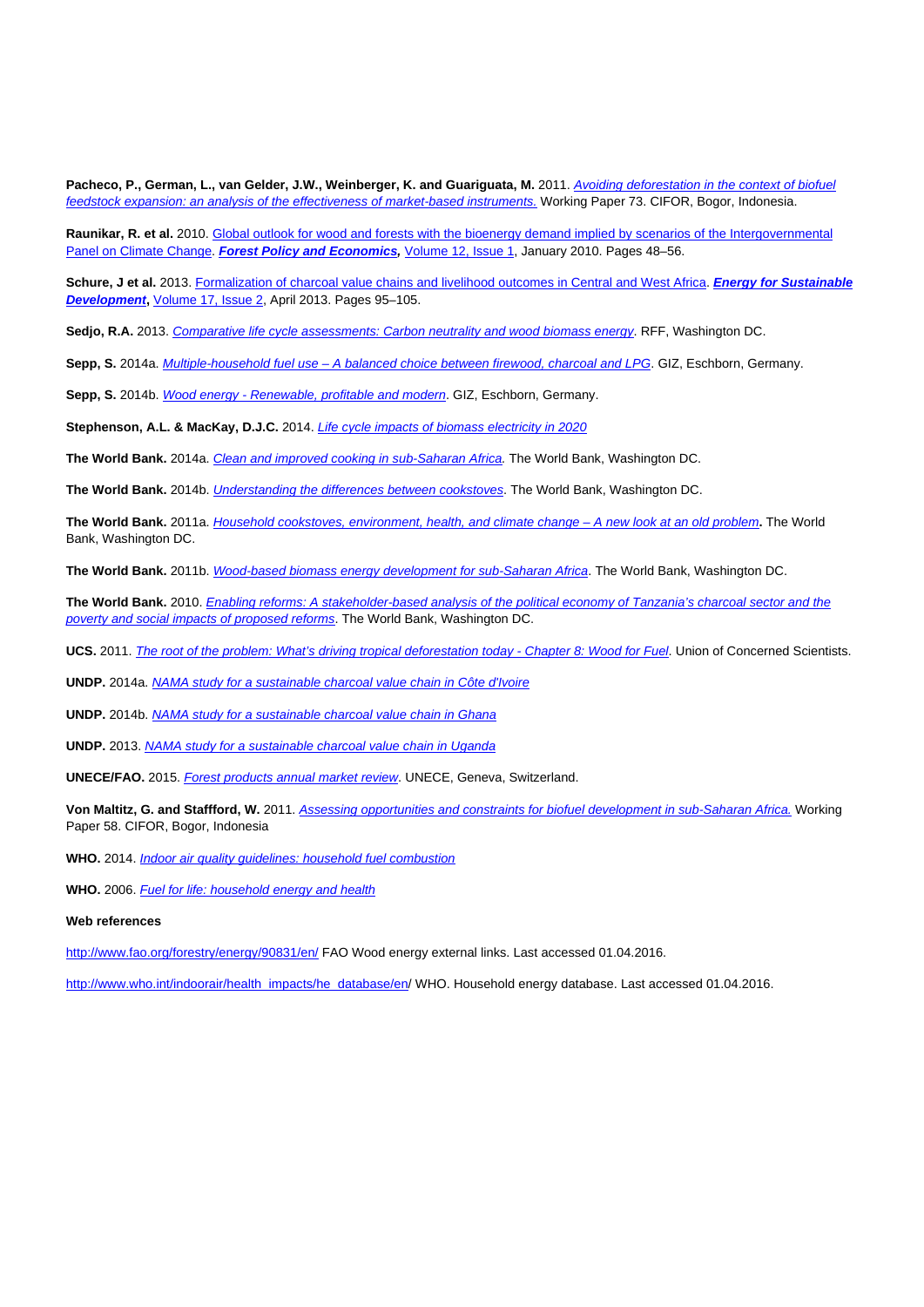**Pacheco, P., German, L., van Gelder, J.W., Weinberger, K. and Guariguata, M.** 2011. *Avoiding deforestation in the context of biofuel feedstock expansion: an analysis of the effectiveness of market-based instruments.* Working Paper 73. CIFOR, Bogor, Indonesia.

**Raunikar, R. et al.** 2010. Global outlook for wood and forests with the bioenergy demand implied by scenarios of the Intergovernmental Panel on Climate Change. ***Forest Policy and Economics,*** Volume 12, Issue 1, January 2010. Pages 48–56.

**Schure, J et al.** 2013. Formalization of charcoal value chains and livelihood outcomes in Central and West Africa. ***Energy for Sustainable Development*,** Volume 17, Issue 2, April 2013. Pages 95–105.

**Sedjo, R.A.** 2013. *Comparative life cycle assessments: Carbon neutrality and wood biomass energy*. RFF, Washington DC.

**Sepp, S.** 2014a. *Multiple-household fuel use – A balanced choice between firewood, charcoal and LPG*. GIZ, Eschborn, Germany.

**Sepp, S.** 2014b. *Wood energy - Renewable, profitable and modern*. GIZ, Eschborn, Germany.

**Stephenson, A.L. & MacKay, D.J.C.** 2014. *Life cycle impacts of biomass electricity in 2020*

**The World Bank.** 2014a. *Clean and improved cooking in sub-Saharan Africa.* The World Bank, Washington DC.

**The World Bank.** 2014b. *Understanding the differences between cookstoves*. The World Bank, Washington DC.

**The World Bank.** 2011a. *Household cookstoves, environment, health, and climate change – A new look at an old problem***.** The World Bank, Washington DC.

**The World Bank.** 2011b. *Wood-based biomass energy development for sub-Saharan Africa*. The World Bank, Washington DC.

**The World Bank.** 2010. *Enabling reforms: A stakeholder-based analysis of the political economy of Tanzania's charcoal sector and the poverty and social impacts of proposed reforms*. The World Bank, Washington DC.

**UCS.** 2011. *The root of the problem: What's driving tropical deforestation today - Chapter 8: Wood for Fuel*. Union of Concerned Scientists.

**UNDP.** 2014a. *NAMA study for a sustainable charcoal value chain in Côte d'Ivoire*

**UNDP.** 2014b. *NAMA study for a sustainable charcoal value chain in Ghana*

**UNDP.** 2013. *NAMA study for a sustainable charcoal value chain in Uganda*

**UNECE/FAO.** 2015. *Forest products annual market review*. UNECE, Geneva, Switzerland.

**Von Maltitz, G. and Staffford, W.** 2011. *Assessing opportunities and constraints for biofuel development in sub-Saharan Africa.* Working Paper 58. CIFOR, Bogor, Indonesia

**WHO.** 2014. *Indoor air quality guidelines: household fuel combustion*

**WHO.** 2006. *Fuel for life: household energy and health*

**Web references**

http://www.fao.org/forestry/energy/90831/en/ FAO Wood energy external links. Last accessed 01.04.2016.

http://www.who.int/indoorair/health_impacts/he_database/en/ WHO. Household energy database. Last accessed 01.04.2016.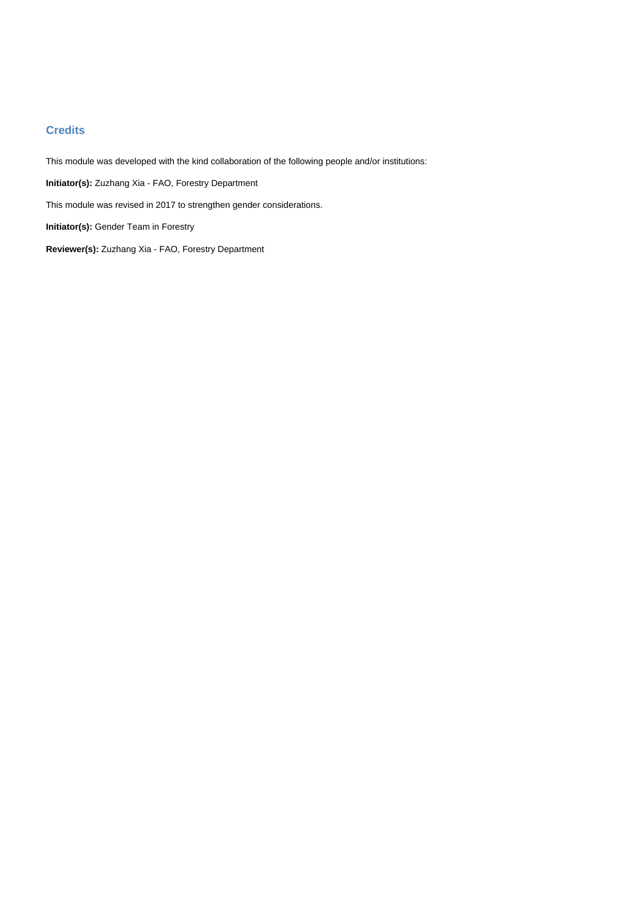## Credits

This module was developed with the kind collaboration of the following people and/or institutions:

**Initiator(s):** Zuzhang Xia - FAO, Forestry Department

This module was revised in 2017 to strengthen gender considerations.

**Initiator(s):** Gender Team in Forestry

**Reviewer(s):** Zuzhang Xia - FAO, Forestry Department